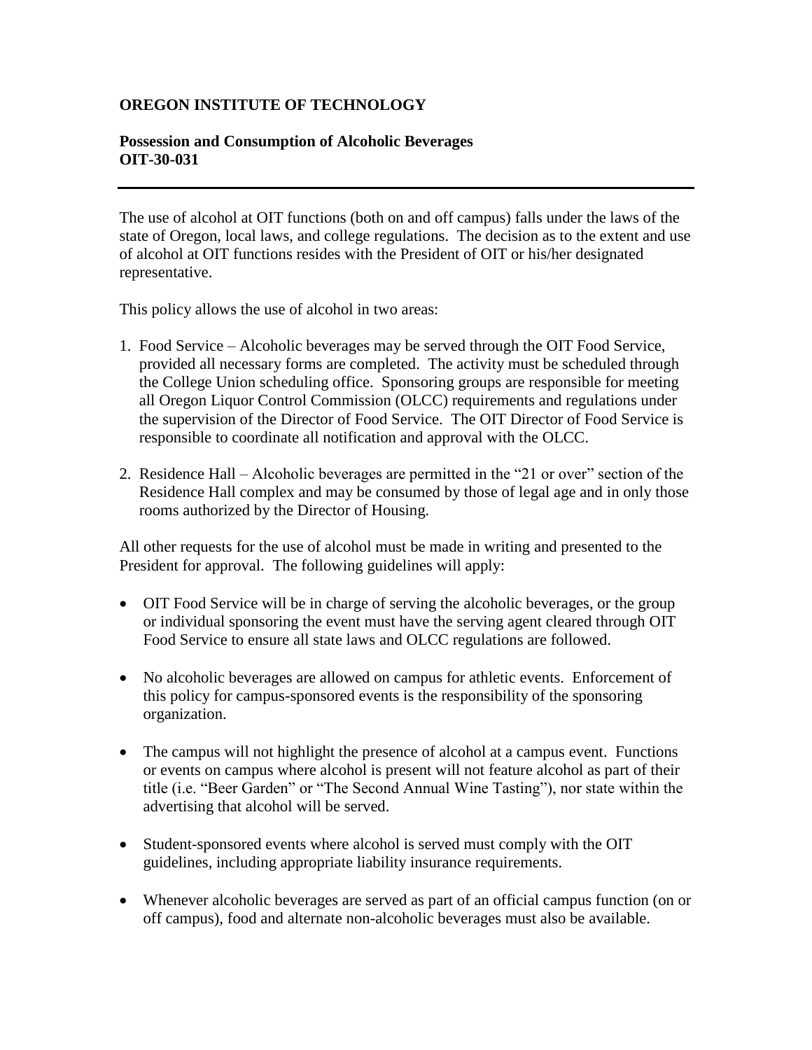**OREGON INSTITUTE OF TECHNOLOGY**

**Possession and Consumption of Alcoholic Beverages**
**OIT-30-031**

---

The use of alcohol at OIT functions (both on and off campus) falls under the laws of the state of Oregon, local laws, and college regulations. The decision as to the extent and use of alcohol at OIT functions resides with the President of OIT or his/her designated representative.

This policy allows the use of alcohol in two areas:

1. Food Service – Alcoholic beverages may be served through the OIT Food Service, provided all necessary forms are completed. The activity must be scheduled through the College Union scheduling office. Sponsoring groups are responsible for meeting all Oregon Liquor Control Commission (OLCC) requirements and regulations under the supervision of the Director of Food Service. The OIT Director of Food Service is responsible to coordinate all notification and approval with the OLCC.

2. Residence Hall – Alcoholic beverages are permitted in the "21 or over" section of the Residence Hall complex and may be consumed by those of legal age and in only those rooms authorized by the Director of Housing.

All other requests for the use of alcohol must be made in writing and presented to the President for approval. The following guidelines will apply:

- OIT Food Service will be in charge of serving the alcoholic beverages, or the group or individual sponsoring the event must have the serving agent cleared through OIT Food Service to ensure all state laws and OLCC regulations are followed.

- No alcoholic beverages are allowed on campus for athletic events. Enforcement of this policy for campus-sponsored events is the responsibility of the sponsoring organization.

- The campus will not highlight the presence of alcohol at a campus event. Functions or events on campus where alcohol is present will not feature alcohol as part of their title (i.e. "Beer Garden" or "The Second Annual Wine Tasting"), nor state within the advertising that alcohol will be served.

- Student-sponsored events where alcohol is served must comply with the OIT guidelines, including appropriate liability insurance requirements.

- Whenever alcoholic beverages are served as part of an official campus function (on or off campus), food and alternate non-alcoholic beverages must also be available.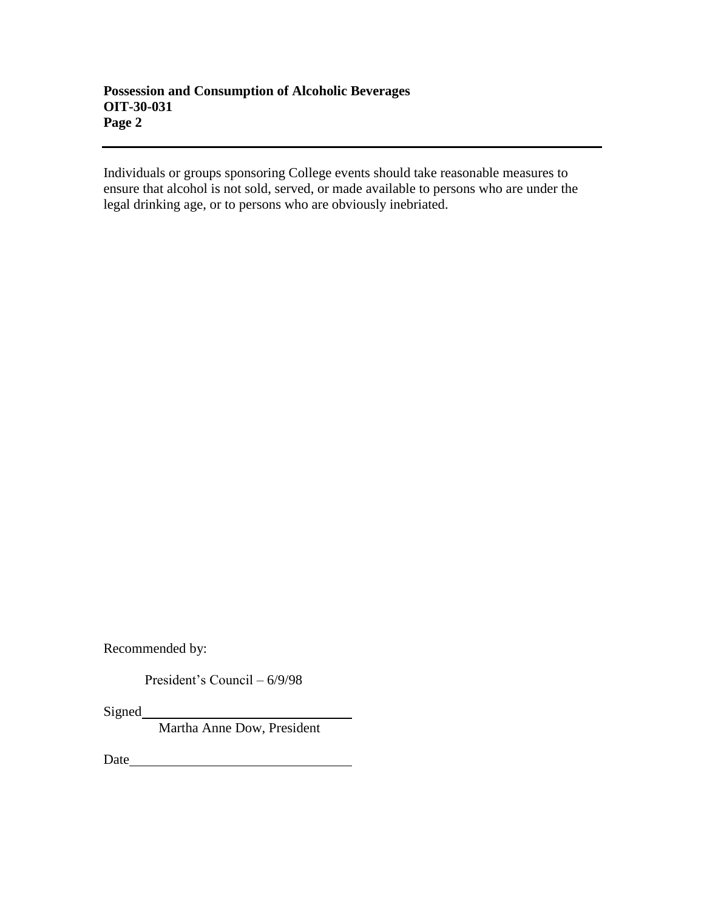Individuals or groups sponsoring College events should take reasonable measures to ensure that alcohol is not sold, served, or made available to persons who are under the legal drinking age, or to persons who are obviously inebriated.

Recommended by:

President's Council – 6/9/98

Signed\_\_\_\_\_\_\_\_\_\_\_\_\_\_\_\_\_\_\_\_\_\_\_\_\_\_\_\_\_\_

Martha Anne Dow, President

Date\_\_\_\_\_\_\_\_\_\_\_\_\_\_\_\_\_\_\_\_\_\_\_\_\_\_\_\_\_\_